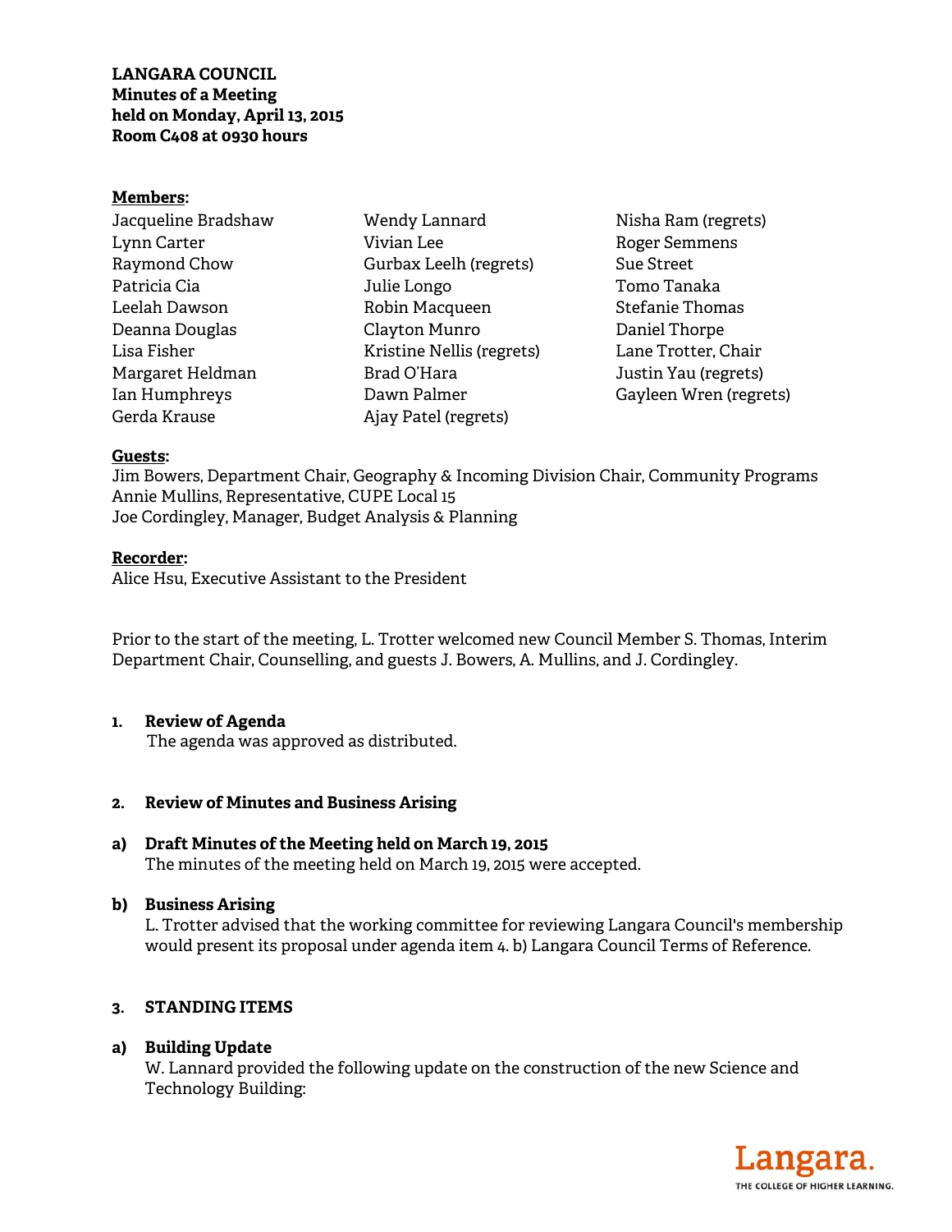**LANGARA COUNCIL**
**Minutes of a Meeting**
**held on Monday, April 13, 2015**
**Room C408 at 0930 hours**

**Members:**

Jacqueline Bradshaw
Lynn Carter
Raymond Chow
Patricia Cia
Leelah Dawson
Deanna Douglas
Lisa Fisher
Margaret Heldman
Ian Humphreys
Gerda Krause
Wendy Lannard
Vivian Lee
Gurbax Leelh (regrets)
Julie Longo
Robin Macqueen
Clayton Munro
Kristine Nellis (regrets)
Brad O'Hara
Dawn Palmer
Ajay Patel (regrets)
Nisha Ram (regrets)
Roger Semmens
Sue Street
Tomo Tanaka
Stefanie Thomas
Daniel Thorpe
Lane Trotter, Chair
Justin Yau (regrets)
Gayleen Wren (regrets)

**Guests:**

Jim Bowers, Department Chair, Geography & Incoming Division Chair, Community Programs
Annie Mullins, Representative, CUPE Local 15
Joe Cordingley, Manager, Budget Analysis & Planning

**Recorder:**

Alice Hsu, Executive Assistant to the President

Prior to the start of the meeting, L. Trotter welcomed new Council Member S. Thomas, Interim Department Chair, Counselling, and guests J. Bowers, A. Mullins, and J. Cordingley.

## 1. Review of Agenda

The agenda was approved as distributed.

## 2. Review of Minutes and Business Arising

### a) Draft Minutes of the Meeting held on March 19, 2015

The minutes of the meeting held on March 19, 2015 were accepted.

### b) Business Arising

L. Trotter advised that the working committee for reviewing Langara Council's membership would present its proposal under agenda item 4. b) Langara Council Terms of Reference.

## 3. STANDING ITEMS

### a) Building Update

W. Lannard provided the following update on the construction of the new Science and Technology Building: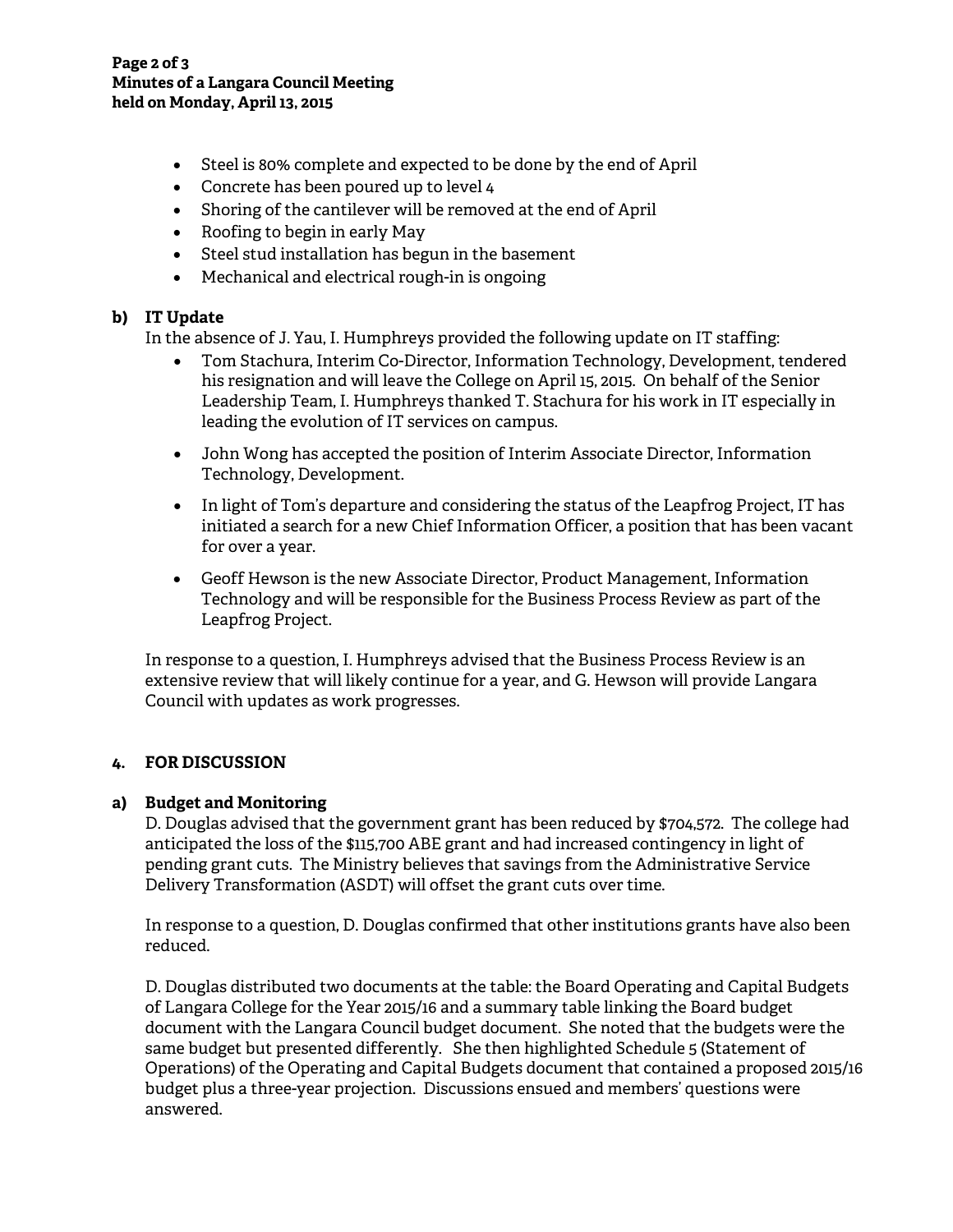- Steel is 80% complete and expected to be done by the end of April
- Concrete has been poured up to level 4
- Shoring of the cantilever will be removed at the end of April
- Roofing to begin in early May
- Steel stud installation has begun in the basement
- Mechanical and electrical rough-in is ongoing

**b) IT Update**

In the absence of J. Yau, I. Humphreys provided the following update on IT staffing:

- Tom Stachura, Interim Co-Director, Information Technology, Development, tendered his resignation and will leave the College on April 15, 2015. On behalf of the Senior Leadership Team, I. Humphreys thanked T. Stachura for his work in IT especially in leading the evolution of IT services on campus.
- John Wong has accepted the position of Interim Associate Director, Information Technology, Development.
- In light of Tom's departure and considering the status of the Leapfrog Project, IT has initiated a search for a new Chief Information Officer, a position that has been vacant for over a year.
- Geoff Hewson is the new Associate Director, Product Management, Information Technology and will be responsible for the Business Process Review as part of the Leapfrog Project.

In response to a question, I. Humphreys advised that the Business Process Review is an extensive review that will likely continue for a year, and G. Hewson will provide Langara Council with updates as work progresses.

## 4. FOR DISCUSSION

**a) Budget and Monitoring**

D. Douglas advised that the government grant has been reduced by $704,572. The college had anticipated the loss of the $115,700 ABE grant and had increased contingency in light of pending grant cuts. The Ministry believes that savings from the Administrative Service Delivery Transformation (ASDT) will offset the grant cuts over time.

In response to a question, D. Douglas confirmed that other institutions grants have also been reduced.

D. Douglas distributed two documents at the table: the Board Operating and Capital Budgets of Langara College for the Year 2015/16 and a summary table linking the Board budget document with the Langara Council budget document. She noted that the budgets were the same budget but presented differently. She then highlighted Schedule 5 (Statement of Operations) of the Operating and Capital Budgets document that contained a proposed 2015/16 budget plus a three-year projection. Discussions ensued and members' questions were answered.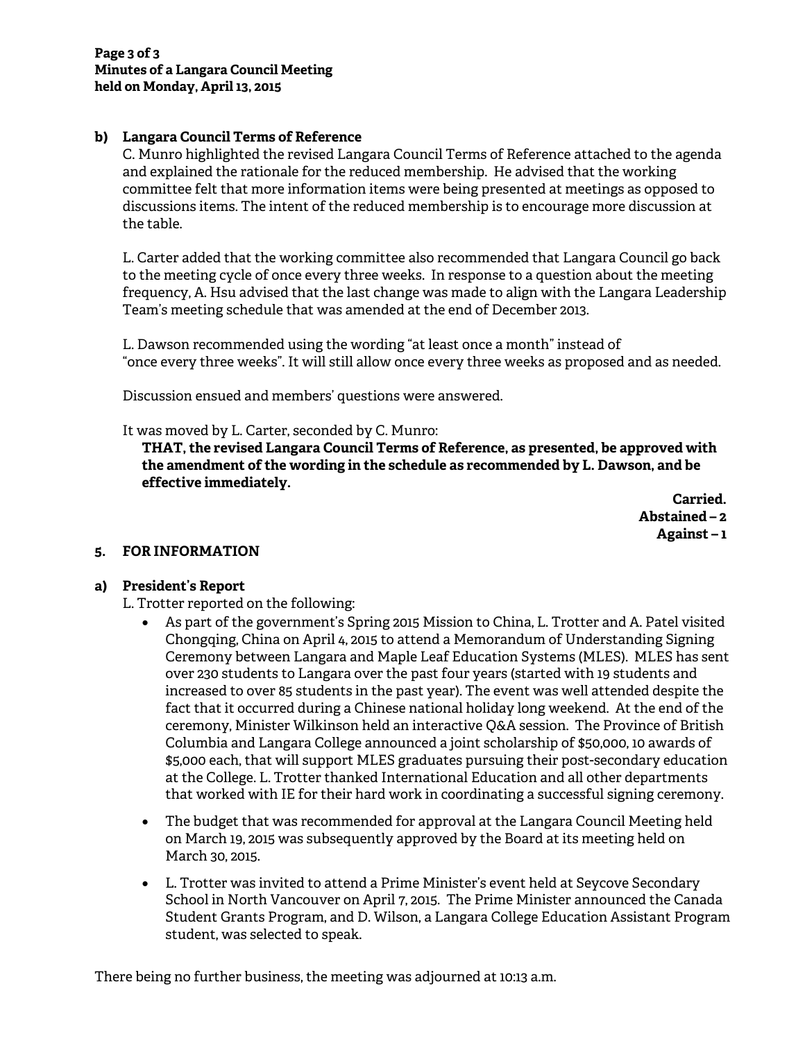**b) Langara Council Terms of Reference**

C. Munro highlighted the revised Langara Council Terms of Reference attached to the agenda and explained the rationale for the reduced membership. He advised that the working committee felt that more information items were being presented at meetings as opposed to discussions items. The intent of the reduced membership is to encourage more discussion at the table.

L. Carter added that the working committee also recommended that Langara Council go back to the meeting cycle of once every three weeks. In response to a question about the meeting frequency, A. Hsu advised that the last change was made to align with the Langara Leadership Team's meeting schedule that was amended at the end of December 2013.

L. Dawson recommended using the wording "at least once a month" instead of "once every three weeks". It will still allow once every three weeks as proposed and as needed.

Discussion ensued and members' questions were answered.

It was moved by L. Carter, seconded by C. Munro:

**THAT, the revised Langara Council Terms of Reference, as presented, be approved with the amendment of the wording in the schedule as recommended by L. Dawson, and be effective immediately.**

**Carried.**
**Abstained – 2**
**Against – 1**

## 5. FOR INFORMATION

**a) President's Report**

L. Trotter reported on the following:

- As part of the government's Spring 2015 Mission to China, L. Trotter and A. Patel visited Chongqing, China on April 4, 2015 to attend a Memorandum of Understanding Signing Ceremony between Langara and Maple Leaf Education Systems (MLES). MLES has sent over 230 students to Langara over the past four years (started with 19 students and increased to over 85 students in the past year). The event was well attended despite the fact that it occurred during a Chinese national holiday long weekend. At the end of the ceremony, Minister Wilkinson held an interactive Q&A session. The Province of British Columbia and Langara College announced a joint scholarship of $50,000, 10 awards of $5,000 each, that will support MLES graduates pursuing their post-secondary education at the College. L. Trotter thanked International Education and all other departments that worked with IE for their hard work in coordinating a successful signing ceremony.

- The budget that was recommended for approval at the Langara Council Meeting held on March 19, 2015 was subsequently approved by the Board at its meeting held on March 30, 2015.

- L. Trotter was invited to attend a Prime Minister's event held at Seycove Secondary School in North Vancouver on April 7, 2015. The Prime Minister announced the Canada Student Grants Program, and D. Wilson, a Langara College Education Assistant Program student, was selected to speak.

There being no further business, the meeting was adjourned at 10:13 a.m.